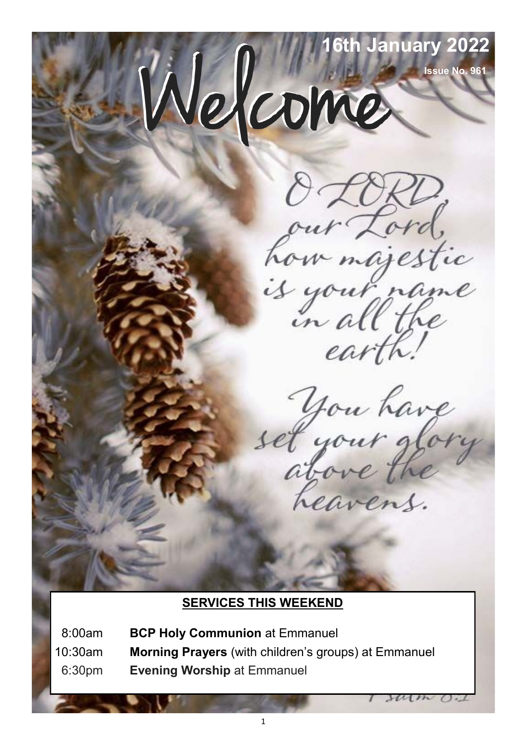# Welcome

**16th January 2022**

**Issue No. 961**

*O LORD, our Lord, how majestic is your name in all the earth! You have set your glory above the heavens.*

*Psalm 8:1*

## SERVICES THIS WEEKEND

| | |
|---|---|
| 8:00am | **BCP Holy Communion** at Emmanuel |
| 10:30am | **Morning Prayers** (with children's groups) at Emmanuel |
| 6:30pm | **Evening Worship** at Emmanuel |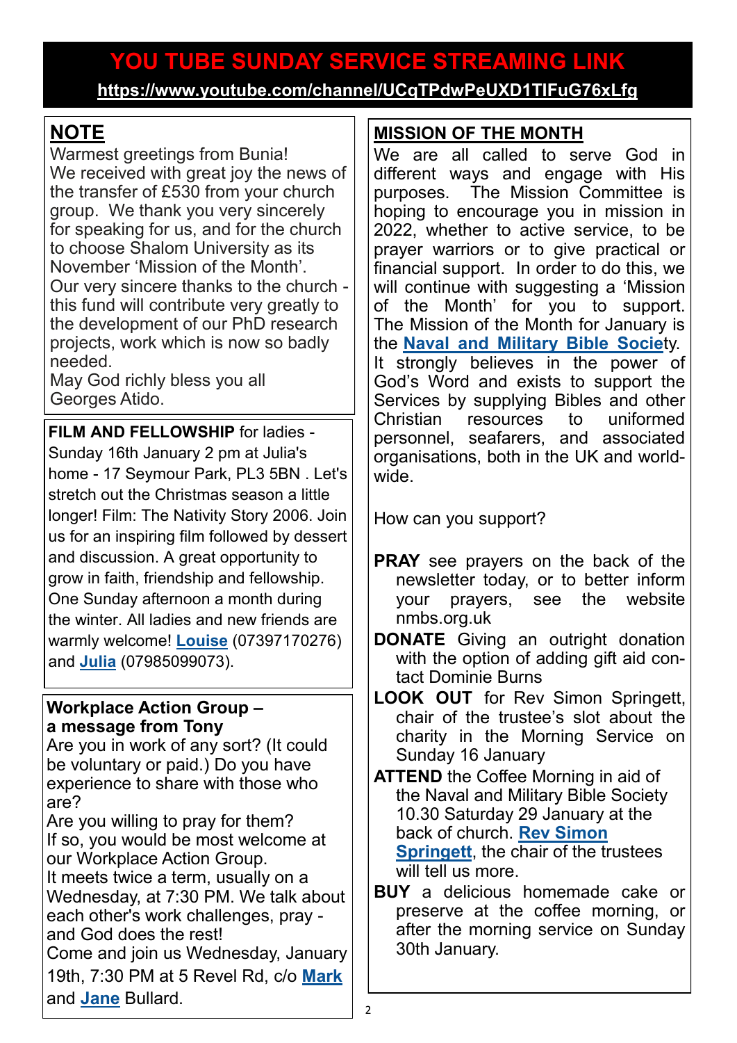# YOU TUBE SUNDAY SERVICE STREAMING LINK

**https://www.youtube.com/channel/UCqTPdwPeUXD1TlFuG76xLfg**

## NOTE

Warmest greetings from Bunia!
We received with great joy the news of the transfer of £530 from your church group. We thank you very sincerely for speaking for us, and for the church to choose Shalom University as its November 'Mission of the Month'.
Our very sincere thanks to the church - this fund will contribute very greatly to the development of our PhD research projects, work which is now so badly needed.
May God richly bless you all
Georges Atido.

**FILM AND FELLOWSHIP** for ladies - Sunday 16th January 2 pm at Julia's home - 17 Seymour Park, PL3 5BN . Let's stretch out the Christmas season a little longer! Film: The Nativity Story 2006. Join us for an inspiring film followed by dessert and discussion. A great opportunity to grow in faith, friendship and fellowship. One Sunday afternoon a month during the winter. All ladies and new friends are warmly welcome! **Louise** (07397170276) and **Julia** (07985099073).

**Workplace Action Group – a message from Tony**

Are you in work of any sort? (It could be voluntary or paid.) Do you have experience to share with those who are?
Are you willing to pray for them?
If so, you would be most welcome at our Workplace Action Group.
It meets twice a term, usually on a Wednesday, at 7:30 PM. We talk about each other's work challenges, pray - and God does the rest!
Come and join us Wednesday, January 19th, 7:30 PM at 5 Revel Rd, c/o **Mark** and **Jane** Bullard.

## MISSION OF THE MONTH

We are all called to serve God in different ways and engage with His purposes. The Mission Committee is hoping to encourage you in mission in 2022, whether to active service, to be prayer warriors or to give practical or financial support. In order to do this, we will continue with suggesting a 'Mission of the Month' for you to support. The Mission of the Month for January is the **Naval and Military Bible Society**. It strongly believes in the power of God's Word and exists to support the Services by supplying Bibles and other Christian resources to uniformed personnel, seafarers, and associated organisations, both in the UK and world-wide.

How can you support?

**PRAY** see prayers on the back of the newsletter today, or to better inform your prayers, see the website nmbs.org.uk

**DONATE** Giving an outright donation with the option of adding gift aid contact Dominie Burns

**LOOK OUT** for Rev Simon Springett, chair of the trustee's slot about the charity in the Morning Service on Sunday 16 January

**ATTEND** the Coffee Morning in aid of the Naval and Military Bible Society 10.30 Saturday 29 January at the back of church. **Rev Simon Springett**, the chair of the trustees will tell us more.

**BUY** a delicious homemade cake or preserve at the coffee morning, or after the morning service on Sunday 30th January.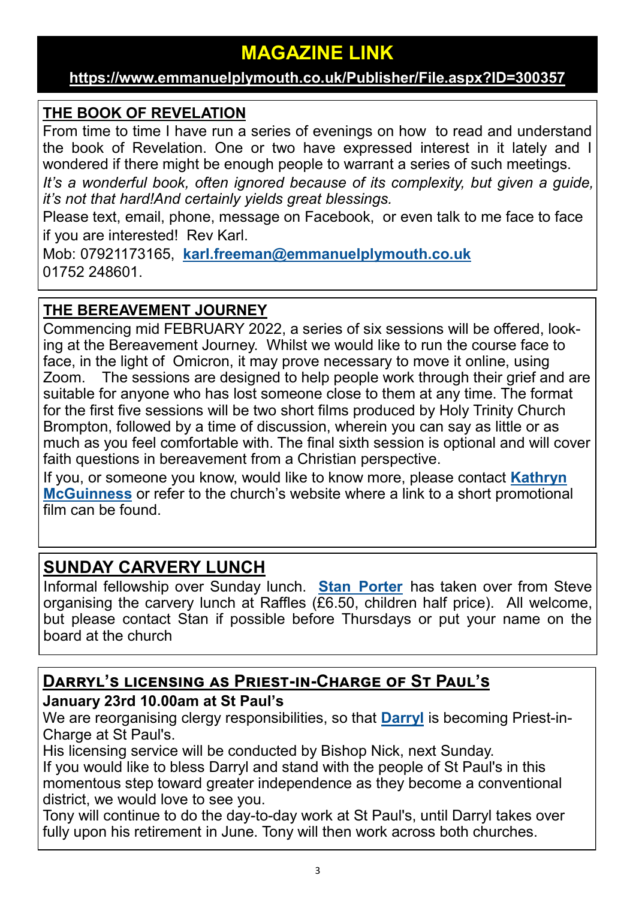## MAGAZINE LINK

**https://www.emmanuelplymouth.co.uk/Publisher/File.aspx?ID=300357**

## THE BOOK OF REVELATION

From time to time I have run a series of evenings on how to read and understand the book of Revelation. One or two have expressed interest in it lately and I wondered if there might be enough people to warrant a series of such meetings.

*It's a wonderful book, often ignored because of its complexity, but given a guide, it's not that hard!And certainly yields great blessings.*

Please text, email, phone, message on Facebook, or even talk to me face to face if you are interested! Rev Karl.

Mob: 07921173165, **karl.freeman@emmanuelplymouth.co.uk**
01752 248601.

## THE BEREAVEMENT JOURNEY

Commencing mid FEBRUARY 2022, a series of six sessions will be offered, looking at the Bereavement Journey. Whilst we would like to run the course face to face, in the light of Omicron, it may prove necessary to move it online, using Zoom. The sessions are designed to help people work through their grief and are suitable for anyone who has lost someone close to them at any time. The format for the first five sessions will be two short films produced by Holy Trinity Church Brompton, followed by a time of discussion, wherein you can say as little or as much as you feel comfortable with. The final sixth session is optional and will cover faith questions in bereavement from a Christian perspective.

If you, or someone you know, would like to know more, please contact **Kathryn McGuinness** or refer to the church's website where a link to a short promotional film can be found.

## SUNDAY CARVERY LUNCH

Informal fellowship over Sunday lunch. **Stan Porter** has taken over from Steve organising the carvery lunch at Raffles (£6.50, children half price). All welcome, but please contact Stan if possible before Thursdays or put your name on the board at the church

## Darryl's licensing as Priest-in-Charge of St Paul's

**January 23rd 10.00am at St Paul's**

We are reorganising clergy responsibilities, so that **Darryl** is becoming Priest-in-Charge at St Paul's.

His licensing service will be conducted by Bishop Nick, next Sunday.

If you would like to bless Darryl and stand with the people of St Paul's in this momentous step toward greater independence as they become a conventional district, we would love to see you.

Tony will continue to do the day-to-day work at St Paul's, until Darryl takes over fully upon his retirement in June. Tony will then work across both churches.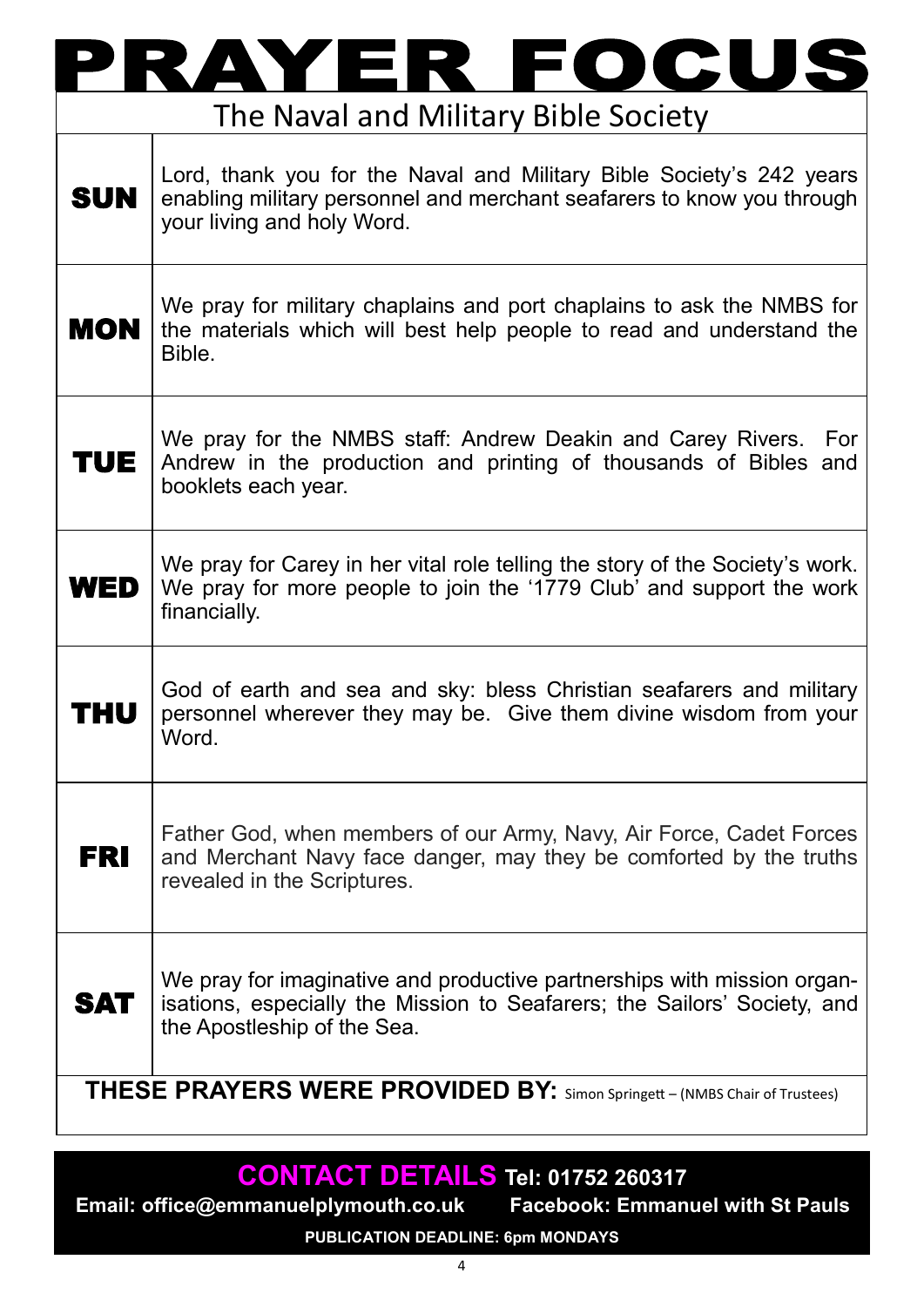# PRAYER FOCUS

## The Naval and Military Bible Society

| | |
|---|---|
| **SUN** | Lord, thank you for the Naval and Military Bible Society's 242 years enabling military personnel and merchant seafarers to know you through your living and holy Word. |
| **MON** | We pray for military chaplains and port chaplains to ask the NMBS for the materials which will best help people to read and understand the Bible. |
| **TUE** | We pray for the NMBS staff: Andrew Deakin and Carey Rivers. For Andrew in the production and printing of thousands of Bibles and booklets each year. |
| **WED** | We pray for Carey in her vital role telling the story of the Society's work. We pray for more people to join the '1779 Club' and support the work financially. |
| **THU** | God of earth and sea and sky: bless Christian seafarers and military personnel wherever they may be. Give them divine wisdom from your Word. |
| **FRI** | Father God, when members of our Army, Navy, Air Force, Cadet Forces and Merchant Navy face danger, may they be comforted by the truths revealed in the Scriptures. |
| **SAT** | We pray for imaginative and productive partnerships with mission organisations, especially the Mission to Seafarers; the Sailors' Society, and the Apostleship of the Sea. |

**THESE PRAYERS WERE PROVIDED BY:** Simon Springett – (NMBS Chair of Trustees)

**CONTACT DETAILS Tel: 01752 260317**

**Email: office@emmanuelplymouth.co.uk** **Facebook: Emmanuel with St Pauls**

**PUBLICATION DEADLINE: 6pm MONDAYS**